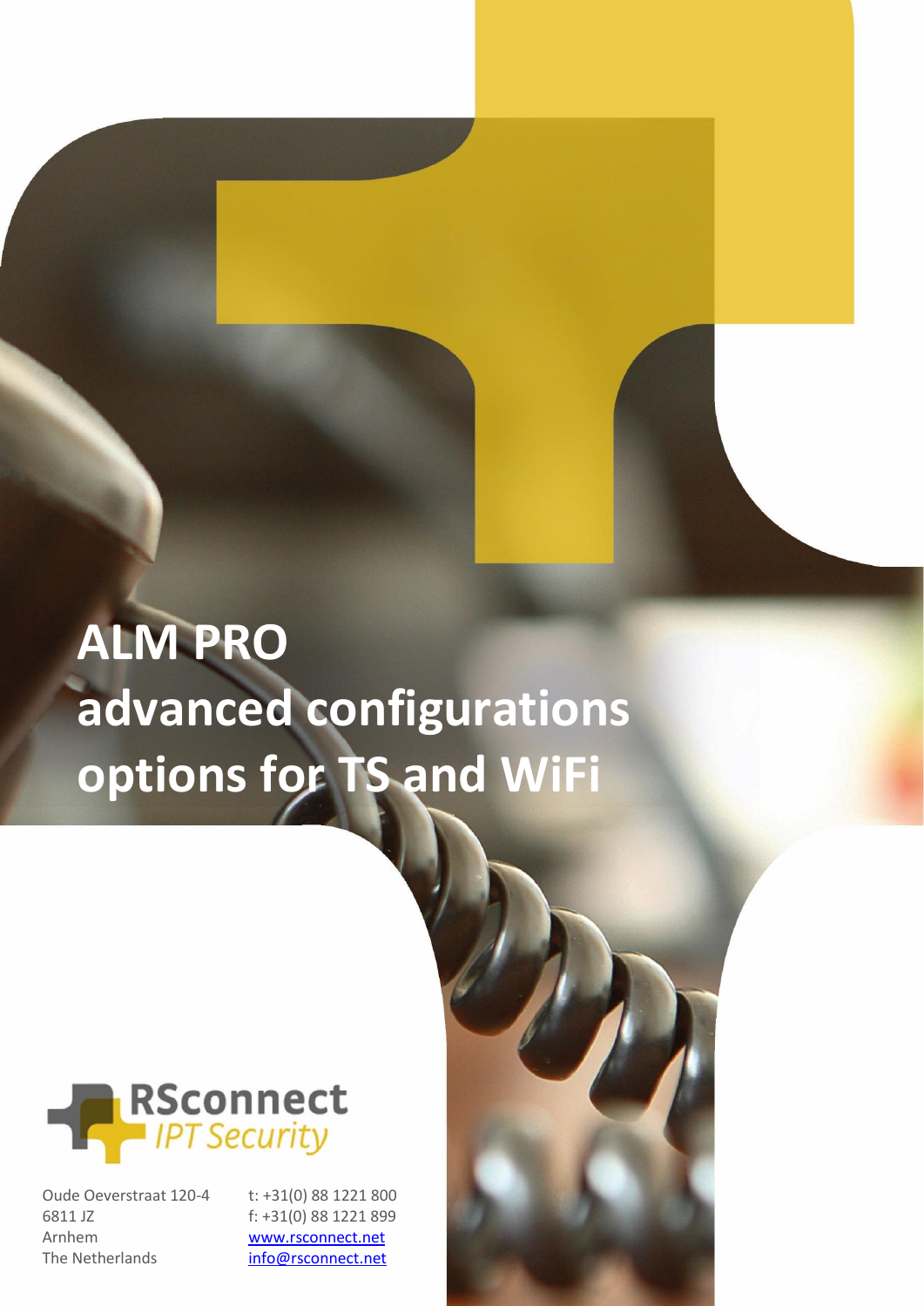# ALM PRO advanced configurations options for TS and WiFi

RSconnect
*IPT Security*

Oude Oeverstraat 120-4
6811 JZ
Arnhem
The Netherlands

t: +31(0) 88 1221 800
f: +31(0) 88 1221 899
www.rsconnect.net
info@rsconnect.net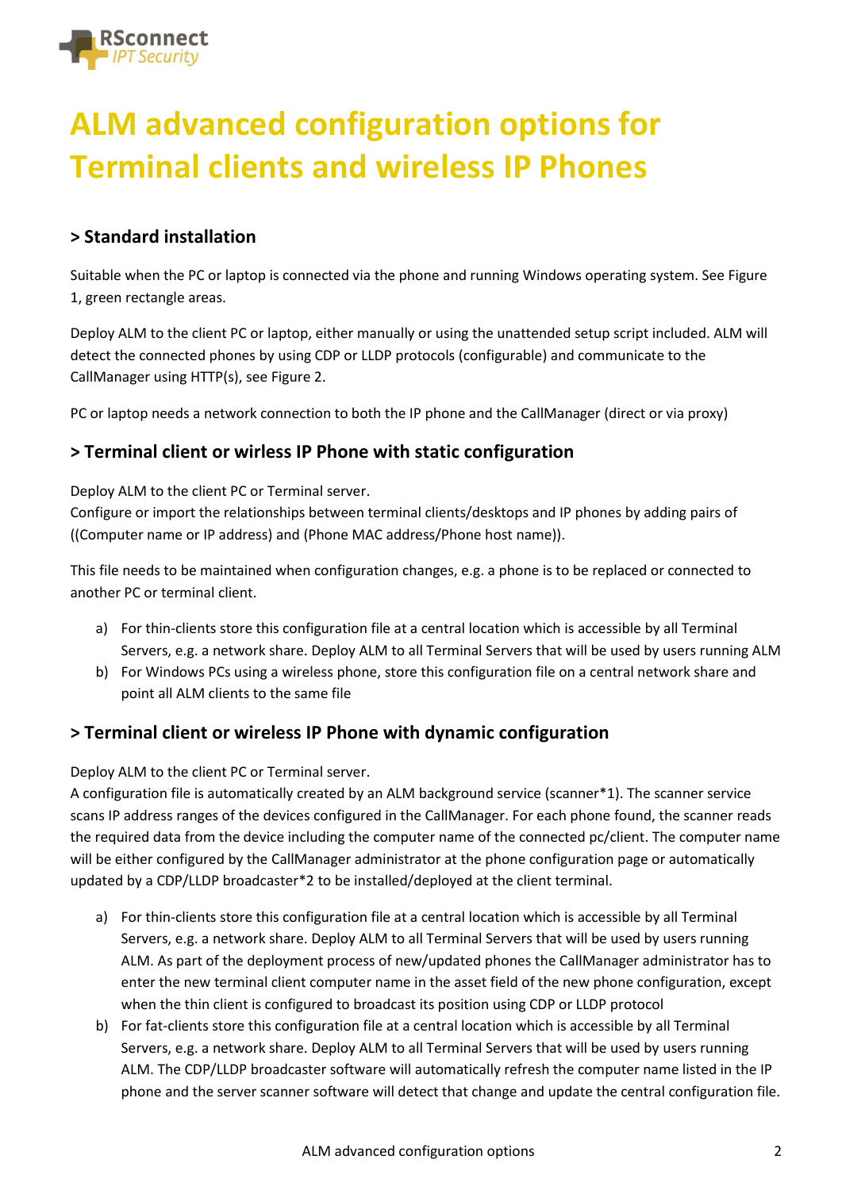# ALM advanced configuration options for Terminal clients and wireless IP Phones

## > Standard installation

Suitable when the PC or laptop is connected via the phone and running Windows operating system. See Figure 1, green rectangle areas.

Deploy ALM to the client PC or laptop, either manually or using the unattended setup script included. ALM will detect the connected phones by using CDP or LLDP protocols (configurable) and communicate to the CallManager using HTTP(s), see Figure 2.

PC or laptop needs a network connection to both the IP phone and the CallManager (direct or via proxy)

## > Terminal client or wirless IP Phone with static configuration

Deploy ALM to the client PC or Terminal server.
Configure or import the relationships between terminal clients/desktops and IP phones by adding pairs of ((Computer name or IP address) and (Phone MAC address/Phone host name)).

This file needs to be maintained when configuration changes, e.g. a phone is to be replaced or connected to another PC or terminal client.

a) For thin-clients store this configuration file at a central location which is accessible by all Terminal Servers, e.g. a network share. Deploy ALM to all Terminal Servers that will be used by users running ALM
b) For Windows PCs using a wireless phone, store this configuration file on a central network share and point all ALM clients to the same file

## > Terminal client or wireless IP Phone with dynamic configuration

Deploy ALM to the client PC or Terminal server.
A configuration file is automatically created by an ALM background service (scanner*1). The scanner service scans IP address ranges of the devices configured in the CallManager. For each phone found, the scanner reads the required data from the device including the computer name of the connected pc/client. The computer name will be either configured by the CallManager administrator at the phone configuration page or automatically updated by a CDP/LLDP broadcaster*2 to be installed/deployed at the client terminal.

a) For thin-clients store this configuration file at a central location which is accessible by all Terminal Servers, e.g. a network share. Deploy ALM to all Terminal Servers that will be used by users running ALM. As part of the deployment process of new/updated phones the CallManager administrator has to enter the new terminal client computer name in the asset field of the new phone configuration, except when the thin client is configured to broadcast its position using CDP or LLDP protocol
b) For fat-clients store this configuration file at a central location which is accessible by all Terminal Servers, e.g. a network share. Deploy ALM to all Terminal Servers that will be used by users running ALM. The CDP/LLDP broadcaster software will automatically refresh the computer name listed in the IP phone and the server scanner software will detect that change and update the central configuration file.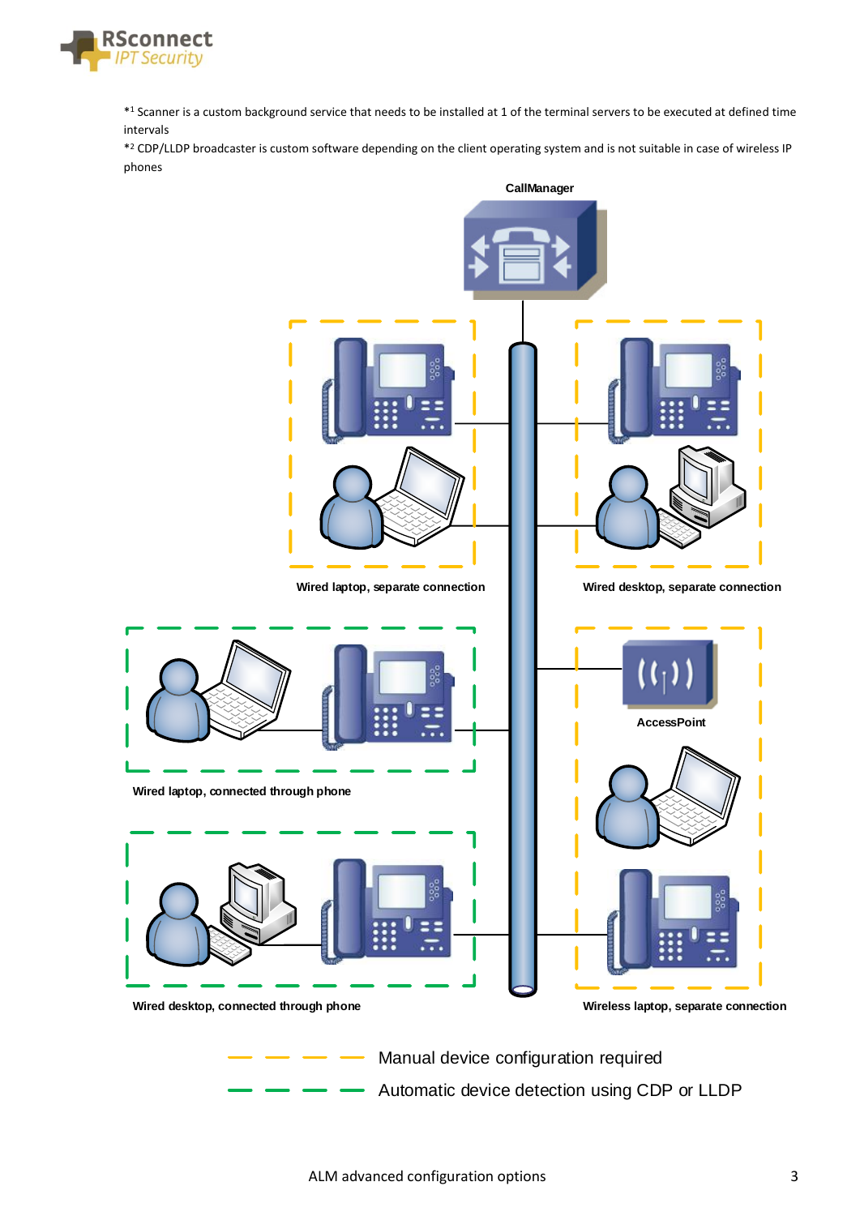*[1] Scanner is a custom background service that needs to be installed at 1 of the terminal servers to be executed at defined time intervals

*[2] CDP/LLDP broadcaster is custom software depending on the client operating system and is not suitable in case of wireless IP phones

CallManager

Wired laptop, separate connection

Wired desktop, separate connection

Wired laptop, connected through phone

AccessPoint

Wired desktop, connected through phone

Wireless laptop, separate connection

Manual device configuration required

Automatic device detection using CDP or LLDP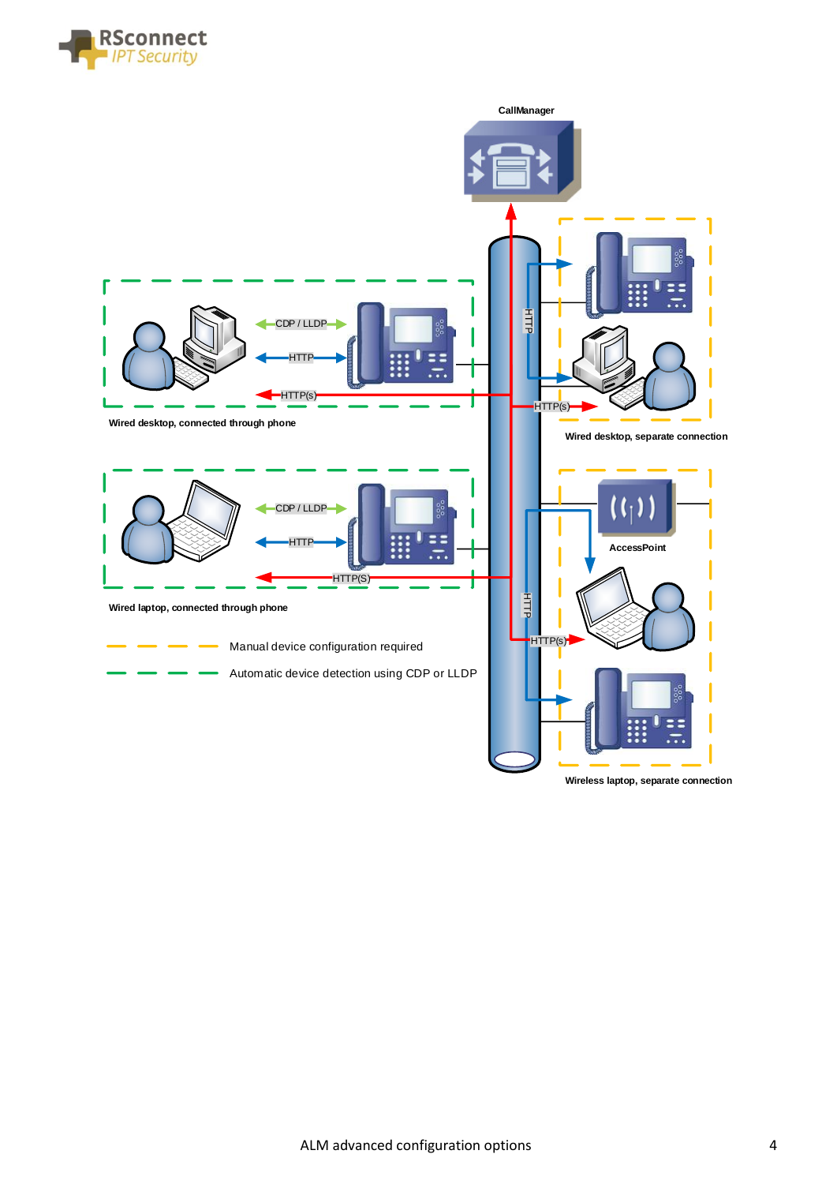CallManager

CDP / LLDP

HTTP

HTTP(s)

Wired desktop, connected through phone

HTTP

HTTP(s)

Wired desktop, separate connection

CDP / LLDP

HTTP

HTTP(S)

Wired laptop, connected through phone

AccessPoint

HTTP

HTTP(s)

Wireless laptop, separate connection

Manual device configuration required

Automatic device detection using CDP or LLDP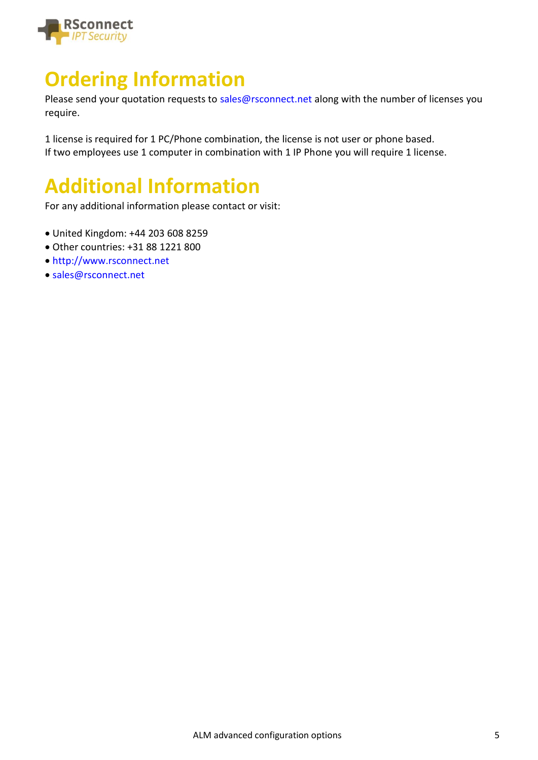# Ordering Information

Please send your quotation requests to sales@rsconnect.net along with the number of licenses you require.

1 license is required for 1 PC/Phone combination, the license is not user or phone based.
If two employees use 1 computer in combination with 1 IP Phone you will require 1 license.

# Additional Information

For any additional information please contact or visit:

- United Kingdom: +44 203 608 8259
- Other countries: +31 88 1221 800
- http://www.rsconnect.net
- sales@rsconnect.net